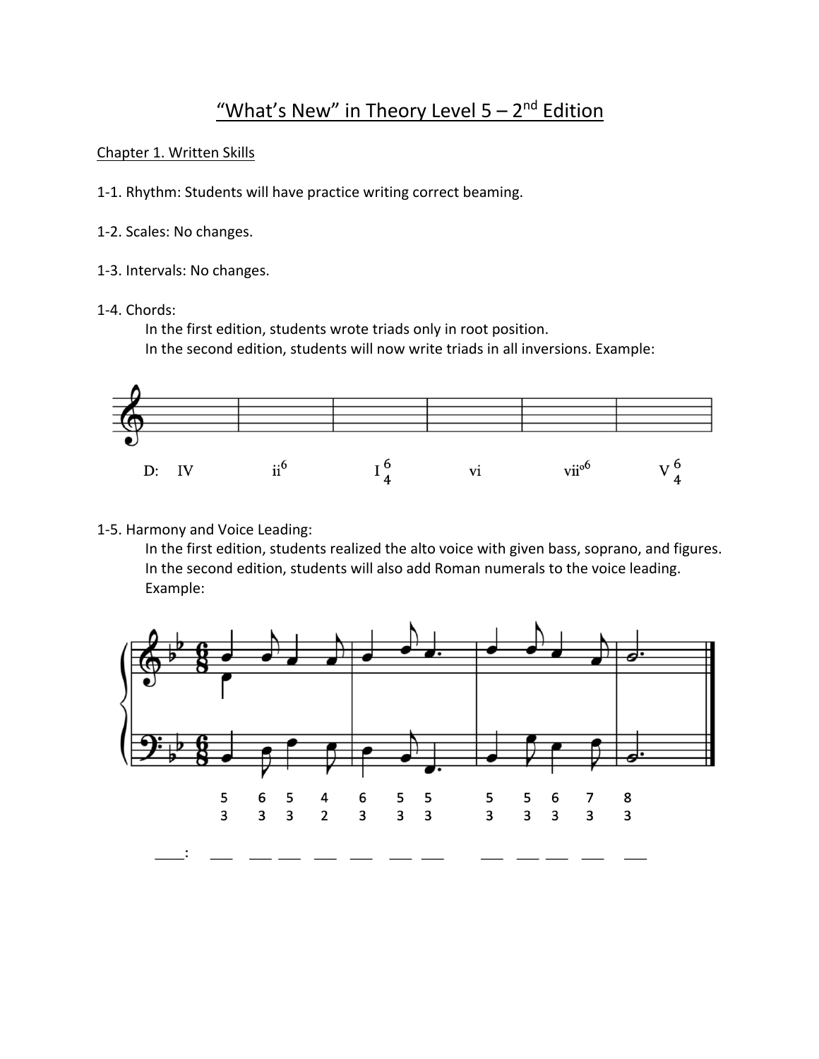# "What's New" in Theory Level 5 – 2nd Edition

## Chapter 1. Written Skills

1-1. Rhythm: Students will have practice writing correct beaming.

1-2. Scales: No changes.

1-3. Intervals: No changes.

1-4. Chords:

In the first edition, students wrote triads only in root position.
In the second edition, students will now write triads in all inversions. Example:

D: IV ii$^6$ I$^6_4$ vi vii$^{o6}$ V$^6_4$

1-5. Harmony and Voice Leading:

In the first edition, students realized the alto voice with given bass, soprano, and figures.
In the second edition, students will also add Roman numerals to the voice leading.
Example:

$^5_3$ $^6_3$ $^5_3$ $^4_2$ $^6_3$ $^5_3$ $^5_3$ $^5_3$ $^5_3$ $^6_3$ $^7_3$ $^8_3$

____: ___ ___ ___ ___ ___ ___ ___ ___ ___ ___ ___ ___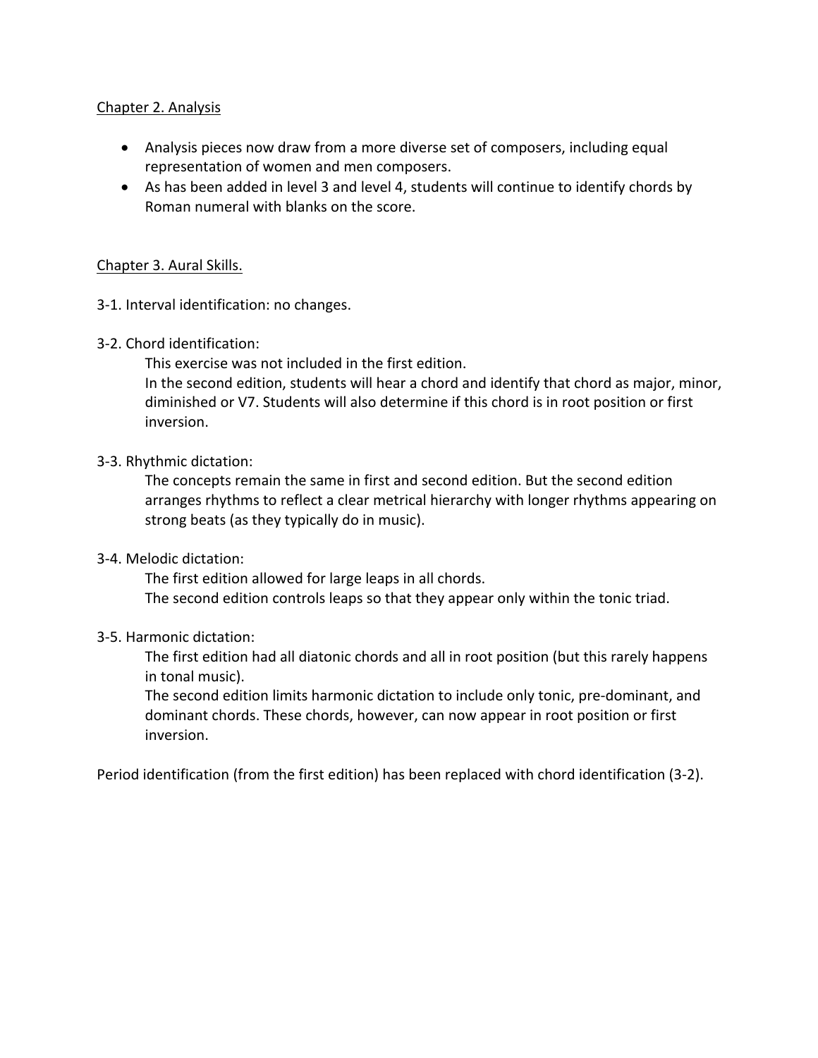## Chapter 2. Analysis

- Analysis pieces now draw from a more diverse set of composers, including equal representation of women and men composers.
- As has been added in level 3 and level 4, students will continue to identify chords by Roman numeral with blanks on the score.

## Chapter 3. Aural Skills.

3-1. Interval identification: no changes.

3-2. Chord identification:

This exercise was not included in the first edition.
In the second edition, students will hear a chord and identify that chord as major, minor, diminished or V7. Students will also determine if this chord is in root position or first inversion.

3-3. Rhythmic dictation:

The concepts remain the same in first and second edition. But the second edition arranges rhythms to reflect a clear metrical hierarchy with longer rhythms appearing on strong beats (as they typically do in music).

3-4. Melodic dictation:

The first edition allowed for large leaps in all chords.
The second edition controls leaps so that they appear only within the tonic triad.

3-5. Harmonic dictation:

The first edition had all diatonic chords and all in root position (but this rarely happens in tonal music).
The second edition limits harmonic dictation to include only tonic, pre-dominant, and dominant chords. These chords, however, can now appear in root position or first inversion.

Period identification (from the first edition) has been replaced with chord identification (3-2).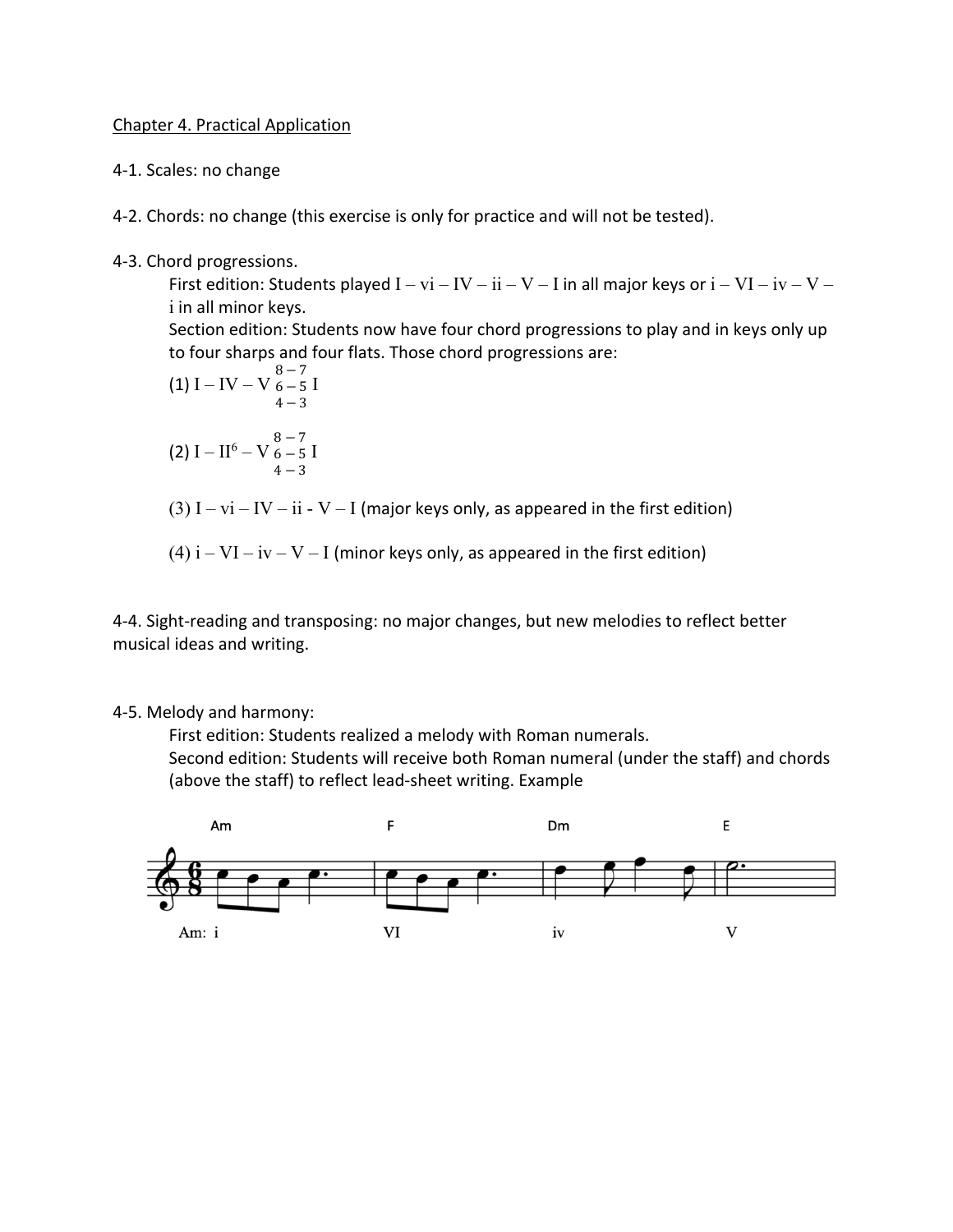Chapter 4. Practical Application

4-1. Scales: no change

4-2. Chords: no change (this exercise is only for practice and will not be tested).

4-3. Chord progressions.

First edition: Students played I – vi – IV – ii – V – I in all major keys or i – VI – iv – V – i in all minor keys.

Section edition: Students now have four chord progressions to play and in keys only up to four sharps and four flats. Those chord progressions are:

(1) I – IV – V $\begin{smallmatrix} 8-7 \\ 6-5 \\ 4-3 \end{smallmatrix}$ I

(2) I – $II^6$ – V $\begin{smallmatrix} 8-7 \\ 6-5 \\ 4-3 \end{smallmatrix}$ I

(3) I – vi – IV – ii - V – I (major keys only, as appeared in the first edition)

(4) i – VI – iv – V – I (minor keys only, as appeared in the first edition)

4-4. Sight-reading and transposing: no major changes, but new melodies to reflect better musical ideas and writing.

4-5. Melody and harmony:

First edition: Students realized a melody with Roman numerals.

Second edition: Students will receive both Roman numeral (under the staff) and chords (above the staff) to reflect lead-sheet writing. Example

Am F Dm E

Am: i VI iv V